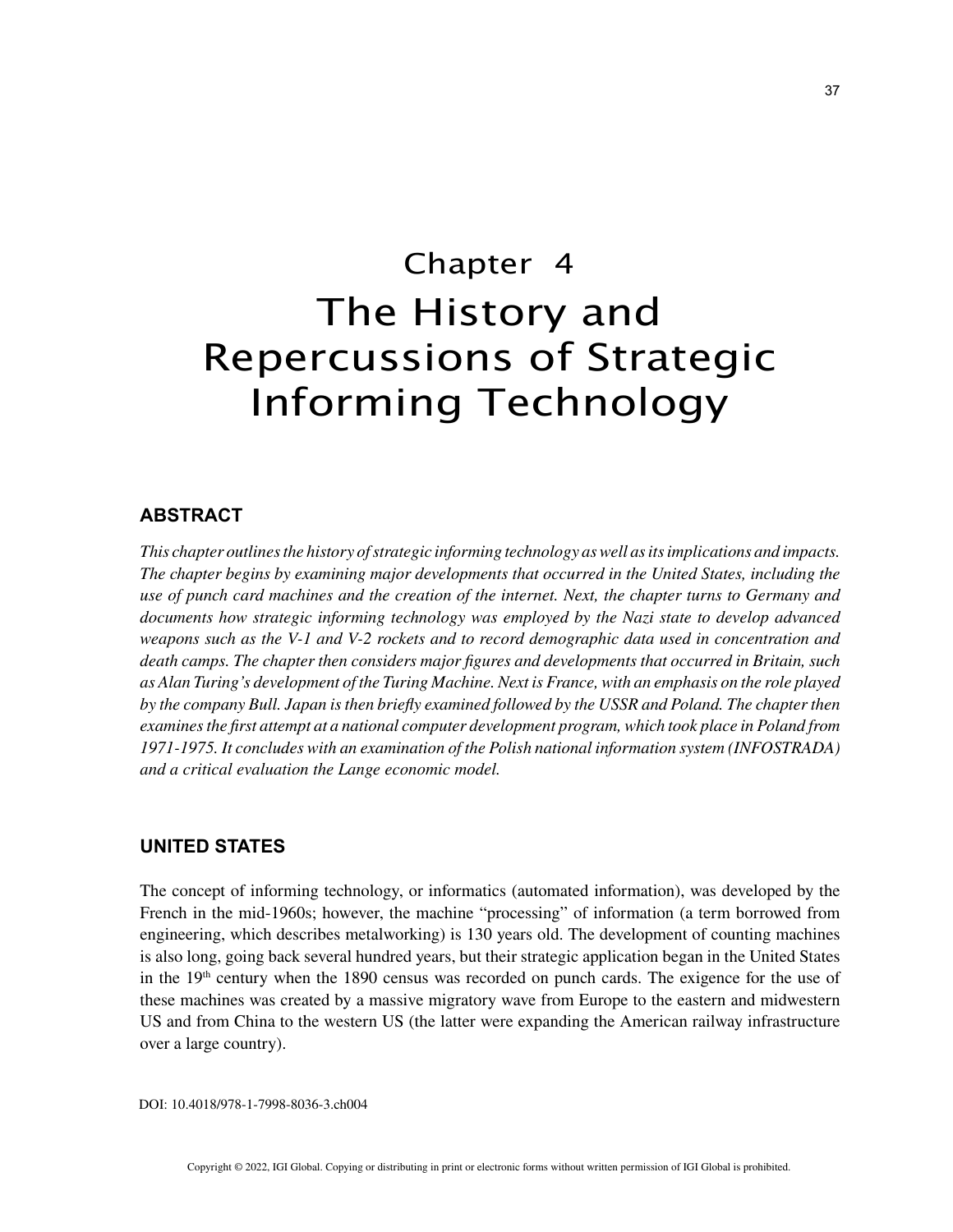# Chapter 4
# The History and Repercussions of Strategic Informing Technology

## ABSTRACT

*This chapter outlines the history of strategic informing technology as well as its implications and impacts. The chapter begins by examining major developments that occurred in the United States, including the use of punch card machines and the creation of the internet. Next, the chapter turns to Germany and documents how strategic informing technology was employed by the Nazi state to develop advanced weapons such as the V-1 and V-2 rockets and to record demographic data used in concentration and death camps. The chapter then considers major figures and developments that occurred in Britain, such as Alan Turing's development of the Turing Machine. Next is France, with an emphasis on the role played by the company Bull. Japan is then briefly examined followed by the USSR and Poland. The chapter then examines the first attempt at a national computer development program, which took place in Poland from 1971-1975. It concludes with an examination of the Polish national information system (INFOSTRADA) and a critical evaluation the Lange economic model.*

## UNITED STATES

The concept of informing technology, or informatics (automated information), was developed by the French in the mid-1960s; however, the machine "processing" of information (a term borrowed from engineering, which describes metalworking) is 130 years old. The development of counting machines is also long, going back several hundred years, but their strategic application began in the United States in the 19th century when the 1890 census was recorded on punch cards. The exigence for the use of these machines was created by a massive migratory wave from Europe to the eastern and midwestern US and from China to the western US (the latter were expanding the American railway infrastructure over a large country).

DOI: 10.4018/978-1-7998-8036-3.ch004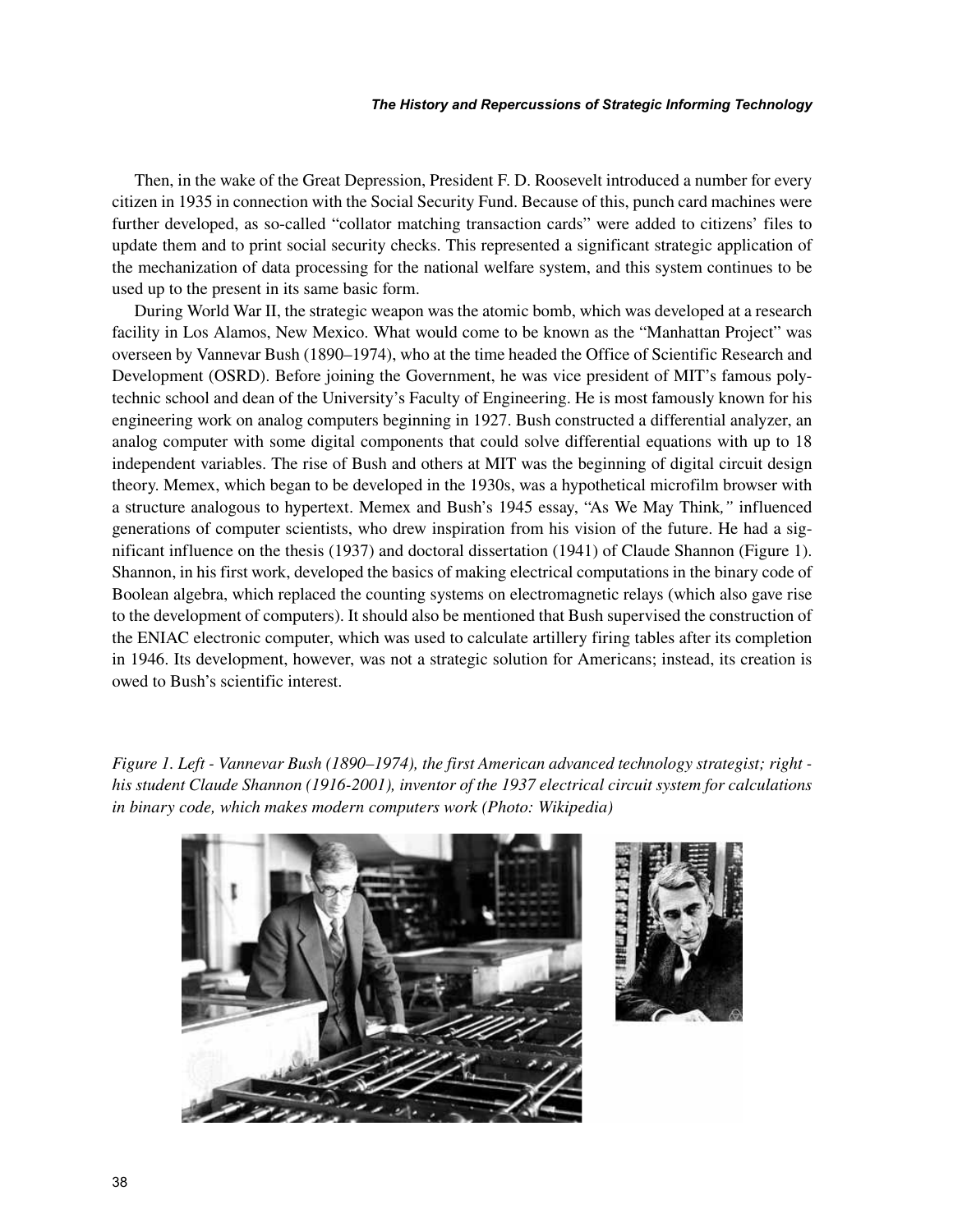Then, in the wake of the Great Depression, President F. D. Roosevelt introduced a number for every citizen in 1935 in connection with the Social Security Fund. Because of this, punch card machines were further developed, as so-called "collator matching transaction cards" were added to citizens' files to update them and to print social security checks. This represented a significant strategic application of the mechanization of data processing for the national welfare system, and this system continues to be used up to the present in its same basic form.

During World War II, the strategic weapon was the atomic bomb, which was developed at a research facility in Los Alamos, New Mexico. What would come to be known as the "Manhattan Project" was overseen by Vannevar Bush (1890–1974), who at the time headed the Office of Scientific Research and Development (OSRD). Before joining the Government, he was vice president of MIT's famous polytechnic school and dean of the University's Faculty of Engineering. He is most famously known for his engineering work on analog computers beginning in 1927. Bush constructed a differential analyzer, an analog computer with some digital components that could solve differential equations with up to 18 independent variables. The rise of Bush and others at MIT was the beginning of digital circuit design theory. Memex, which began to be developed in the 1930s, was a hypothetical microfilm browser with a structure analogous to hypertext. Memex and Bush's 1945 essay, "As We May Think*,"* influenced generations of computer scientists, who drew inspiration from his vision of the future. He had a significant influence on the thesis (1937) and doctoral dissertation (1941) of Claude Shannon (Figure 1). Shannon, in his first work, developed the basics of making electrical computations in the binary code of Boolean algebra, which replaced the counting systems on electromagnetic relays (which also gave rise to the development of computers). It should also be mentioned that Bush supervised the construction of the ENIAC electronic computer, which was used to calculate artillery firing tables after its completion in 1946. Its development, however, was not a strategic solution for Americans; instead, its creation is owed to Bush's scientific interest.

*Figure 1. Left - Vannevar Bush (1890–1974), the first American advanced technology strategist; right - his student Claude Shannon (1916-2001), inventor of the 1937 electrical circuit system for calculations in binary code, which makes modern computers work (Photo: Wikipedia)*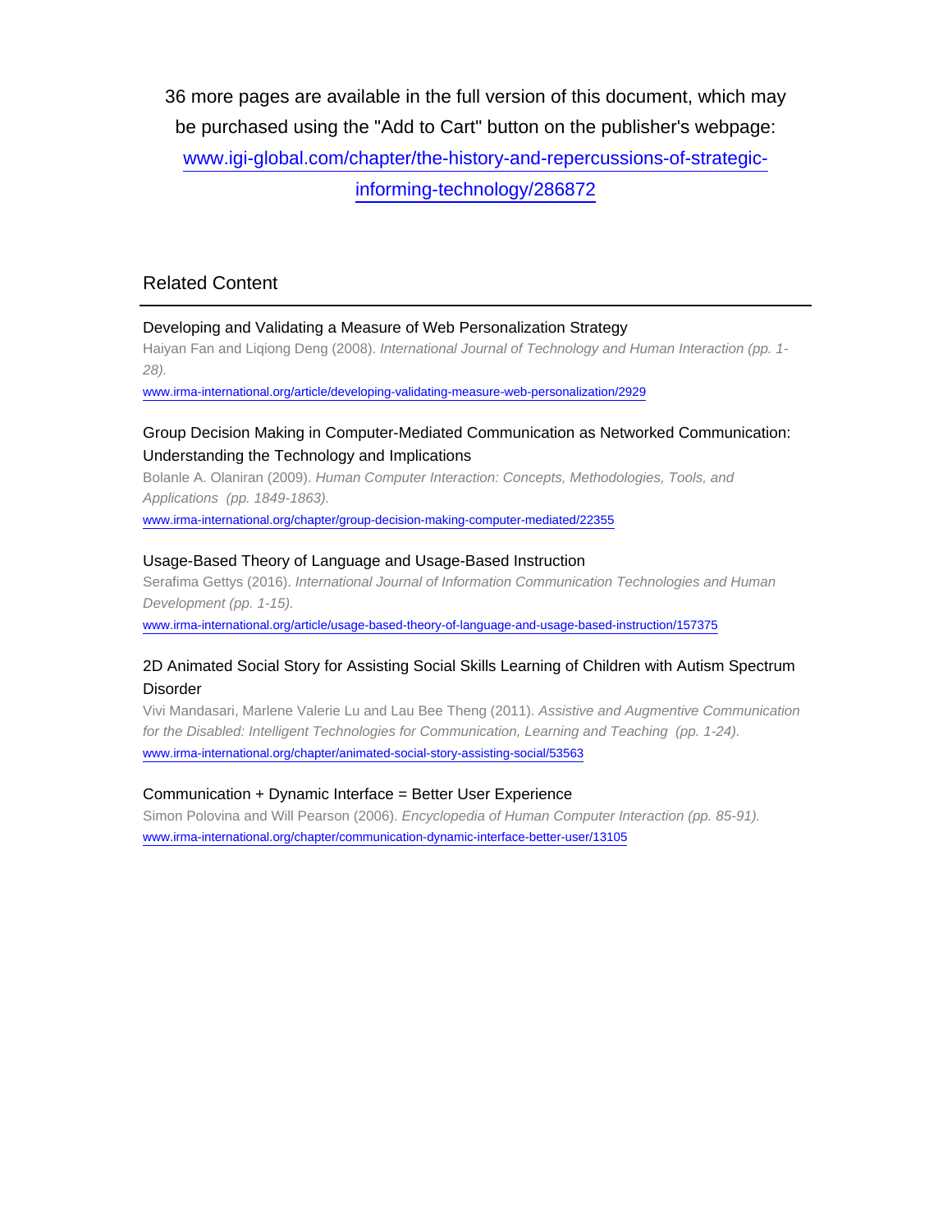36 more pages are available in the full version of this document, which may be purchased using the "Add to Cart" button on the publisher's webpage: [www.igi-global.com/chapter/the-history-and-repercussions-of-strategic-informing-technology/286872](www.igi-global.com/chapter/the-history-and-repercussions-of-strategic-informing-technology/286872)

## Related Content

Developing and Validating a Measure of Web Personalization Strategy
Haiyan Fan and Liqiong Deng (2008). *International Journal of Technology and Human Interaction (pp. 1-28).*
[www.irma-international.org/article/developing-validating-measure-web-personalization/2929](www.irma-international.org/article/developing-validating-measure-web-personalization/2929)

Group Decision Making in Computer-Mediated Communication as Networked Communication: Understanding the Technology and Implications
Bolanle A. Olaniran (2009). *Human Computer Interaction: Concepts, Methodologies, Tools, and Applications (pp. 1849-1863).*
[www.irma-international.org/chapter/group-decision-making-computer-mediated/22355](www.irma-international.org/chapter/group-decision-making-computer-mediated/22355)

Usage-Based Theory of Language and Usage-Based Instruction
Serafima Gettys (2016). *International Journal of Information Communication Technologies and Human Development (pp. 1-15).*
[www.irma-international.org/article/usage-based-theory-of-language-and-usage-based-instruction/157375](www.irma-international.org/article/usage-based-theory-of-language-and-usage-based-instruction/157375)

2D Animated Social Story for Assisting Social Skills Learning of Children with Autism Spectrum Disorder
Vivi Mandasari, Marlene Valerie Lu and Lau Bee Theng (2011). *Assistive and Augmentive Communication for the Disabled: Intelligent Technologies for Communication, Learning and Teaching (pp. 1-24).*
[www.irma-international.org/chapter/animated-social-story-assisting-social/53563](www.irma-international.org/chapter/animated-social-story-assisting-social/53563)

Communication + Dynamic Interface = Better User Experience
Simon Polovina and Will Pearson (2006). *Encyclopedia of Human Computer Interaction (pp. 85-91).*
[www.irma-international.org/chapter/communication-dynamic-interface-better-user/13105](www.irma-international.org/chapter/communication-dynamic-interface-better-user/13105)